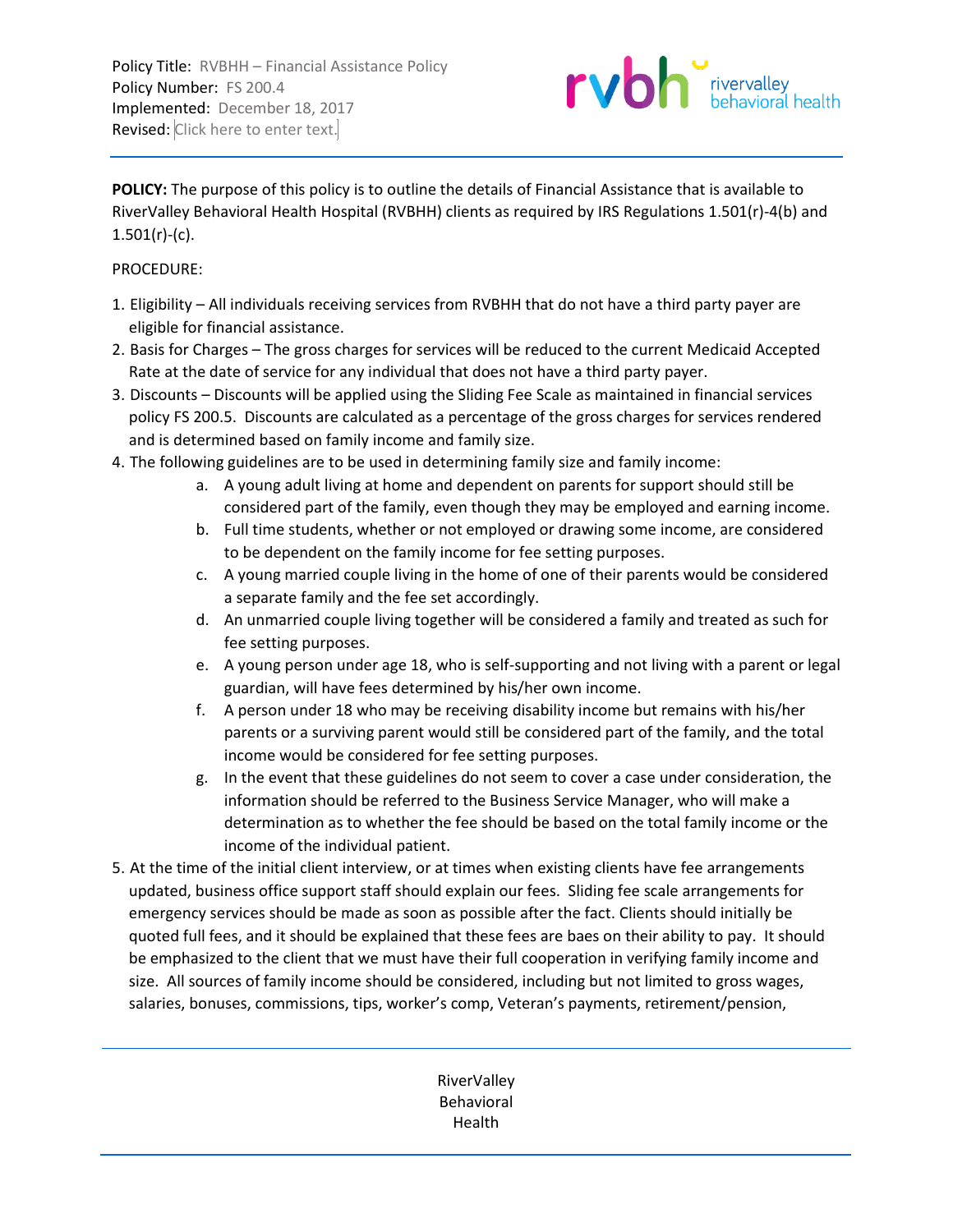Policy Title: RVBHH – Financial Assistance Policy
Policy Number: FS 200.4
Implemented: December 18, 2017
Revised: Click here to enter text.

**POLICY:** The purpose of this policy is to outline the details of Financial Assistance that is available to RiverValley Behavioral Health Hospital (RVBHH) clients as required by IRS Regulations 1.501(r)-4(b) and 1.501(r)-(c).

PROCEDURE:

1. Eligibility – All individuals receiving services from RVBHH that do not have a third party payer are eligible for financial assistance.
2. Basis for Charges – The gross charges for services will be reduced to the current Medicaid Accepted Rate at the date of service for any individual that does not have a third party payer.
3. Discounts – Discounts will be applied using the Sliding Fee Scale as maintained in financial services policy FS 200.5. Discounts are calculated as a percentage of the gross charges for services rendered and is determined based on family income and family size.
4. The following guidelines are to be used in determining family size and family income:
   a. A young adult living at home and dependent on parents for support should still be considered part of the family, even though they may be employed and earning income.
   b. Full time students, whether or not employed or drawing some income, are considered to be dependent on the family income for fee setting purposes.
   c. A young married couple living in the home of one of their parents would be considered a separate family and the fee set accordingly.
   d. An unmarried couple living together will be considered a family and treated as such for fee setting purposes.
   e. A young person under age 18, who is self-supporting and not living with a parent or legal guardian, will have fees determined by his/her own income.
   f. A person under 18 who may be receiving disability income but remains with his/her parents or a surviving parent would still be considered part of the family, and the total income would be considered for fee setting purposes.
   g. In the event that these guidelines do not seem to cover a case under consideration, the information should be referred to the Business Service Manager, who will make a determination as to whether the fee should be based on the total family income or the income of the individual patient.
5. At the time of the initial client interview, or at times when existing clients have fee arrangements updated, business office support staff should explain our fees. Sliding fee scale arrangements for emergency services should be made as soon as possible after the fact. Clients should initially be quoted full fees, and it should be explained that these fees are baes on their ability to pay. It should be emphasized to the client that we must have their full cooperation in verifying family income and size. All sources of family income should be considered, including but not limited to gross wages, salaries, bonuses, commissions, tips, worker's comp, Veteran's payments, retirement/pension,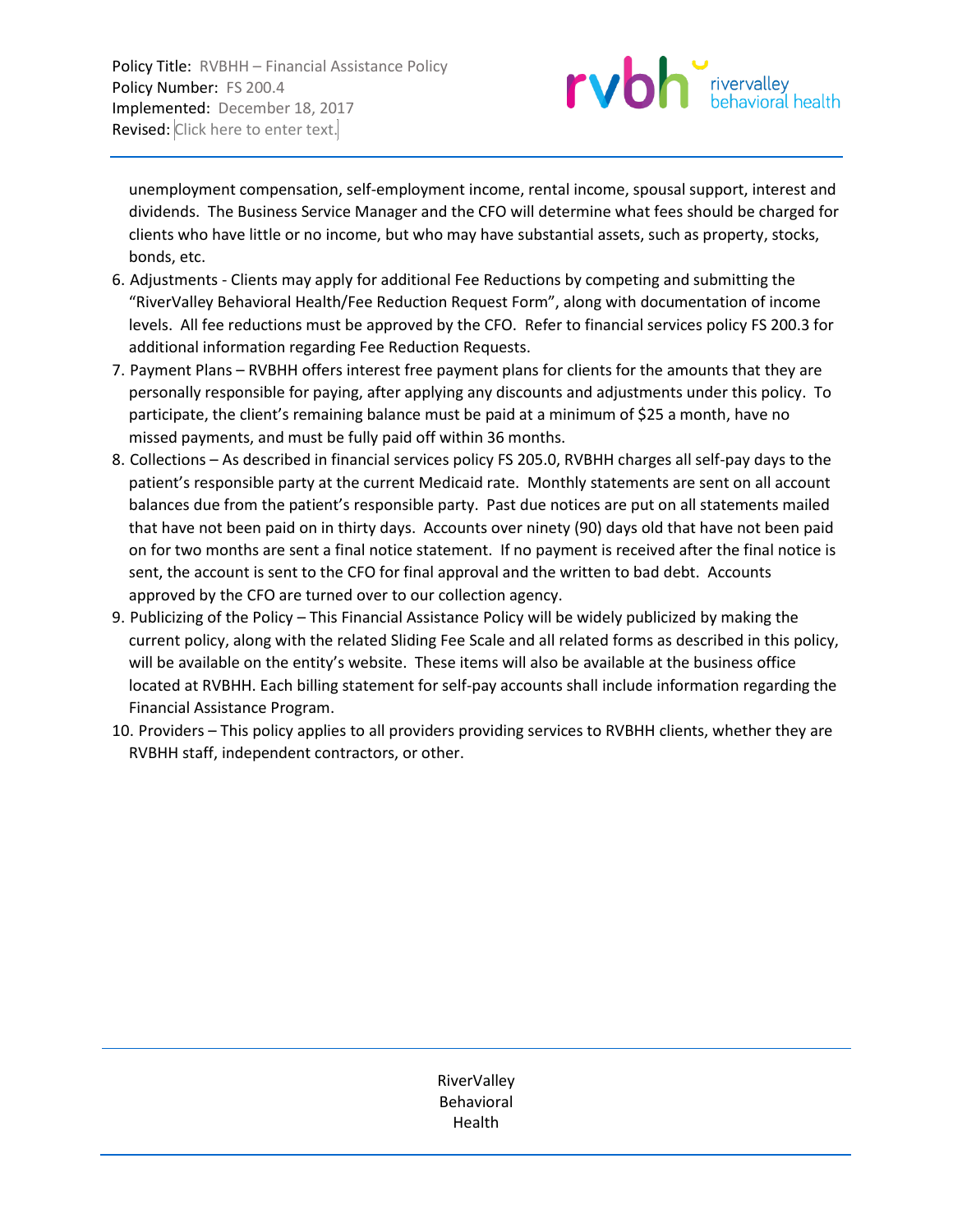unemployment compensation, self-employment income, rental income, spousal support, interest and dividends. The Business Service Manager and the CFO will determine what fees should be charged for clients who have little or no income, but who may have substantial assets, such as property, stocks, bonds, etc.

6. Adjustments - Clients may apply for additional Fee Reductions by competing and submitting the “RiverValley Behavioral Health/Fee Reduction Request Form”, along with documentation of income levels. All fee reductions must be approved by the CFO. Refer to financial services policy FS 200.3 for additional information regarding Fee Reduction Requests.
7. Payment Plans – RVBHH offers interest free payment plans for clients for the amounts that they are personally responsible for paying, after applying any discounts and adjustments under this policy. To participate, the client’s remaining balance must be paid at a minimum of $25 a month, have no missed payments, and must be fully paid off within 36 months.
8. Collections – As described in financial services policy FS 205.0, RVBHH charges all self-pay days to the patient’s responsible party at the current Medicaid rate. Monthly statements are sent on all account balances due from the patient’s responsible party. Past due notices are put on all statements mailed that have not been paid on in thirty days. Accounts over ninety (90) days old that have not been paid on for two months are sent a final notice statement. If no payment is received after the final notice is sent, the account is sent to the CFO for final approval and the written to bad debt. Accounts approved by the CFO are turned over to our collection agency.
9. Publicizing of the Policy – This Financial Assistance Policy will be widely publicized by making the current policy, along with the related Sliding Fee Scale and all related forms as described in this policy, will be available on the entity’s website. These items will also be available at the business office located at RVBHH. Each billing statement for self-pay accounts shall include information regarding the Financial Assistance Program.
10. Providers – This policy applies to all providers providing services to RVBHH clients, whether they are RVBHH staff, independent contractors, or other.